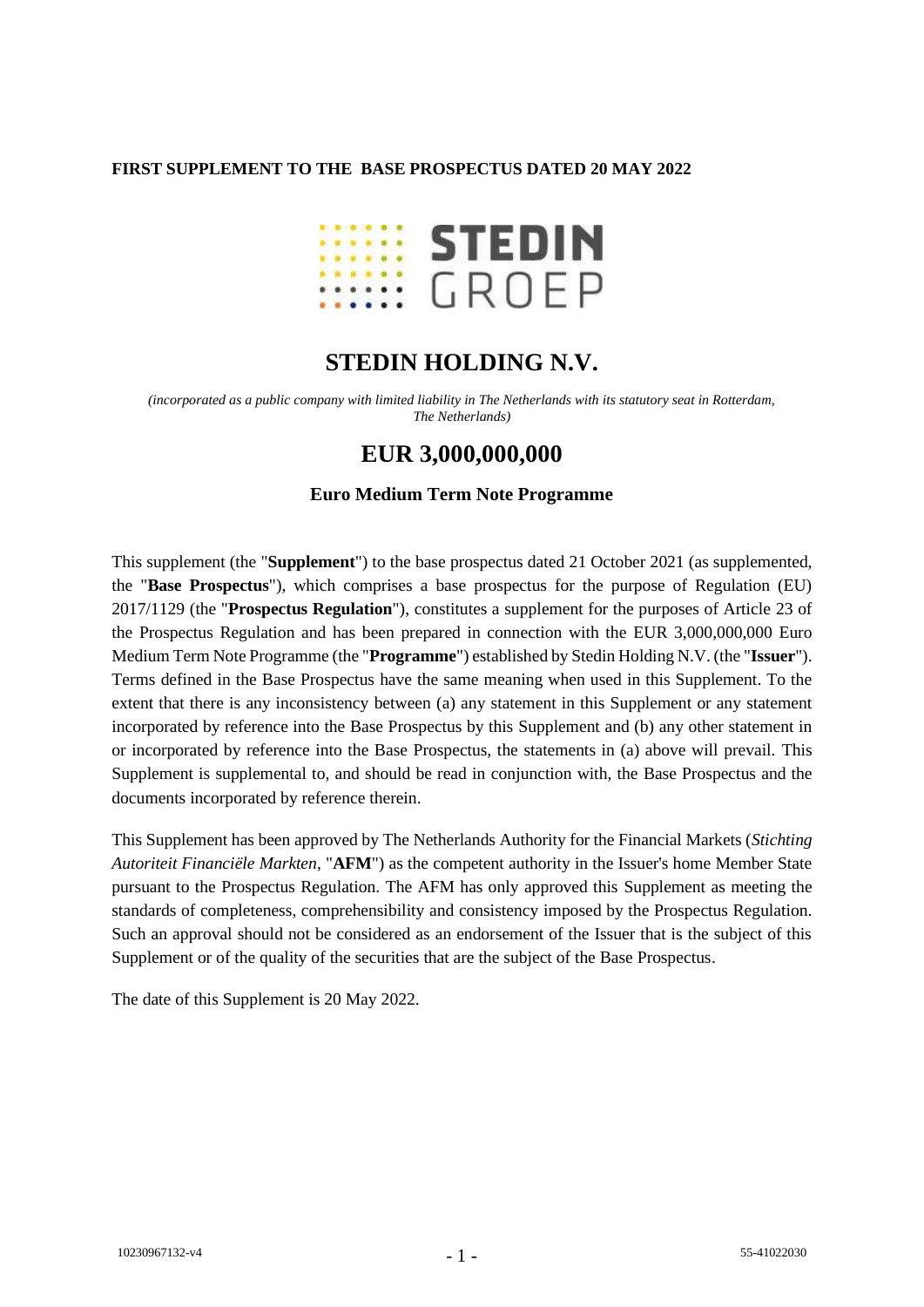**FIRST SUPPLEMENT TO THE BASE PROSPECTUS DATED 20 MAY 2022**

STEDIN GROEP

# STEDIN HOLDING N.V.

*(incorporated as a public company with limited liability in The Netherlands with its statutory seat in Rotterdam, The Netherlands)*

# EUR 3,000,000,000

### Euro Medium Term Note Programme

This supplement (the "**Supplement**") to the base prospectus dated 21 October 2021 (as supplemented, the "**Base Prospectus**"), which comprises a base prospectus for the purpose of Regulation (EU) 2017/1129 (the "**Prospectus Regulation**"), constitutes a supplement for the purposes of Article 23 of the Prospectus Regulation and has been prepared in connection with the EUR 3,000,000,000 Euro Medium Term Note Programme (the "**Programme**") established by Stedin Holding N.V. (the "**Issuer**"). Terms defined in the Base Prospectus have the same meaning when used in this Supplement. To the extent that there is any inconsistency between (a) any statement in this Supplement or any statement incorporated by reference into the Base Prospectus by this Supplement and (b) any other statement in or incorporated by reference into the Base Prospectus, the statements in (a) above will prevail. This Supplement is supplemental to, and should be read in conjunction with, the Base Prospectus and the documents incorporated by reference therein.

This Supplement has been approved by The Netherlands Authority for the Financial Markets (*Stichting Autoriteit Financiële Markten*, "**AFM**") as the competent authority in the Issuer's home Member State pursuant to the Prospectus Regulation. The AFM has only approved this Supplement as meeting the standards of completeness, comprehensibility and consistency imposed by the Prospectus Regulation. Such an approval should not be considered as an endorsement of the Issuer that is the subject of this Supplement or of the quality of the securities that are the subject of the Base Prospectus.

The date of this Supplement is 20 May 2022.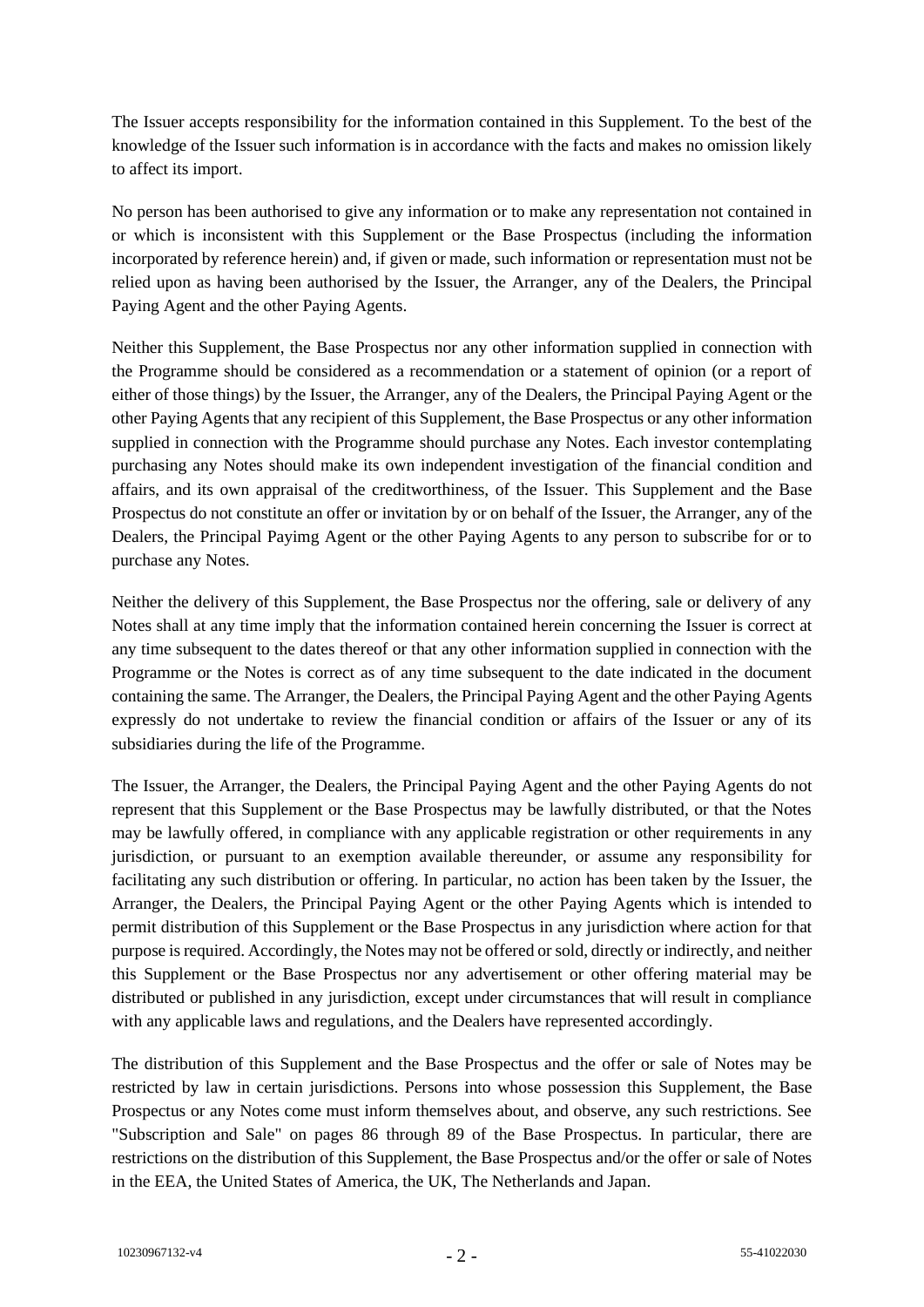The Issuer accepts responsibility for the information contained in this Supplement. To the best of the knowledge of the Issuer such information is in accordance with the facts and makes no omission likely to affect its import.

No person has been authorised to give any information or to make any representation not contained in or which is inconsistent with this Supplement or the Base Prospectus (including the information incorporated by reference herein) and, if given or made, such information or representation must not be relied upon as having been authorised by the Issuer, the Arranger, any of the Dealers, the Principal Paying Agent and the other Paying Agents.

Neither this Supplement, the Base Prospectus nor any other information supplied in connection with the Programme should be considered as a recommendation or a statement of opinion (or a report of either of those things) by the Issuer, the Arranger, any of the Dealers, the Principal Paying Agent or the other Paying Agents that any recipient of this Supplement, the Base Prospectus or any other information supplied in connection with the Programme should purchase any Notes. Each investor contemplating purchasing any Notes should make its own independent investigation of the financial condition and affairs, and its own appraisal of the creditworthiness, of the Issuer. This Supplement and the Base Prospectus do not constitute an offer or invitation by or on behalf of the Issuer, the Arranger, any of the Dealers, the Principal Payimg Agent or the other Paying Agents to any person to subscribe for or to purchase any Notes.

Neither the delivery of this Supplement, the Base Prospectus nor the offering, sale or delivery of any Notes shall at any time imply that the information contained herein concerning the Issuer is correct at any time subsequent to the dates thereof or that any other information supplied in connection with the Programme or the Notes is correct as of any time subsequent to the date indicated in the document containing the same. The Arranger, the Dealers, the Principal Paying Agent and the other Paying Agents expressly do not undertake to review the financial condition or affairs of the Issuer or any of its subsidiaries during the life of the Programme.

The Issuer, the Arranger, the Dealers, the Principal Paying Agent and the other Paying Agents do not represent that this Supplement or the Base Prospectus may be lawfully distributed, or that the Notes may be lawfully offered, in compliance with any applicable registration or other requirements in any jurisdiction, or pursuant to an exemption available thereunder, or assume any responsibility for facilitating any such distribution or offering. In particular, no action has been taken by the Issuer, the Arranger, the Dealers, the Principal Paying Agent or the other Paying Agents which is intended to permit distribution of this Supplement or the Base Prospectus in any jurisdiction where action for that purpose is required. Accordingly, the Notes may not be offered or sold, directly or indirectly, and neither this Supplement or the Base Prospectus nor any advertisement or other offering material may be distributed or published in any jurisdiction, except under circumstances that will result in compliance with any applicable laws and regulations, and the Dealers have represented accordingly.

The distribution of this Supplement and the Base Prospectus and the offer or sale of Notes may be restricted by law in certain jurisdictions. Persons into whose possession this Supplement, the Base Prospectus or any Notes come must inform themselves about, and observe, any such restrictions. See "Subscription and Sale" on pages 86 through 89 of the Base Prospectus. In particular, there are restrictions on the distribution of this Supplement, the Base Prospectus and/or the offer or sale of Notes in the EEA, the United States of America, the UK, The Netherlands and Japan.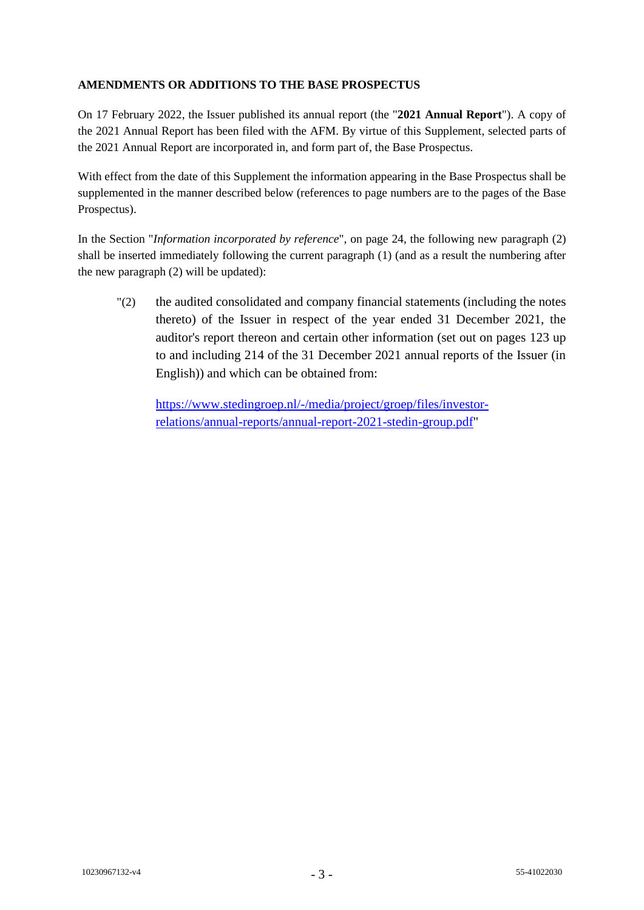**AMENDMENTS OR ADDITIONS TO THE BASE PROSPECTUS**

On 17 February 2022, the Issuer published its annual report (the "**2021 Annual Report**"). A copy of the 2021 Annual Report has been filed with the AFM. By virtue of this Supplement, selected parts of the 2021 Annual Report are incorporated in, and form part of, the Base Prospectus.

With effect from the date of this Supplement the information appearing in the Base Prospectus shall be supplemented in the manner described below (references to page numbers are to the pages of the Base Prospectus).

In the Section "*Information incorporated by reference*", on page 24, the following new paragraph (2) shall be inserted immediately following the current paragraph (1) (and as a result the numbering after the new paragraph (2) will be updated):

> "(2) the audited consolidated and company financial statements (including the notes thereto) of the Issuer in respect of the year ended 31 December 2021, the auditor's report thereon and certain other information (set out on pages 123 up to and including 214 of the 31 December 2021 annual reports of the Issuer (in English)) and which can be obtained from:
>
> https://www.stedingroep.nl/-/media/project/groep/files/investor-relations/annual-reports/annual-report-2021-stedin-group.pdf"